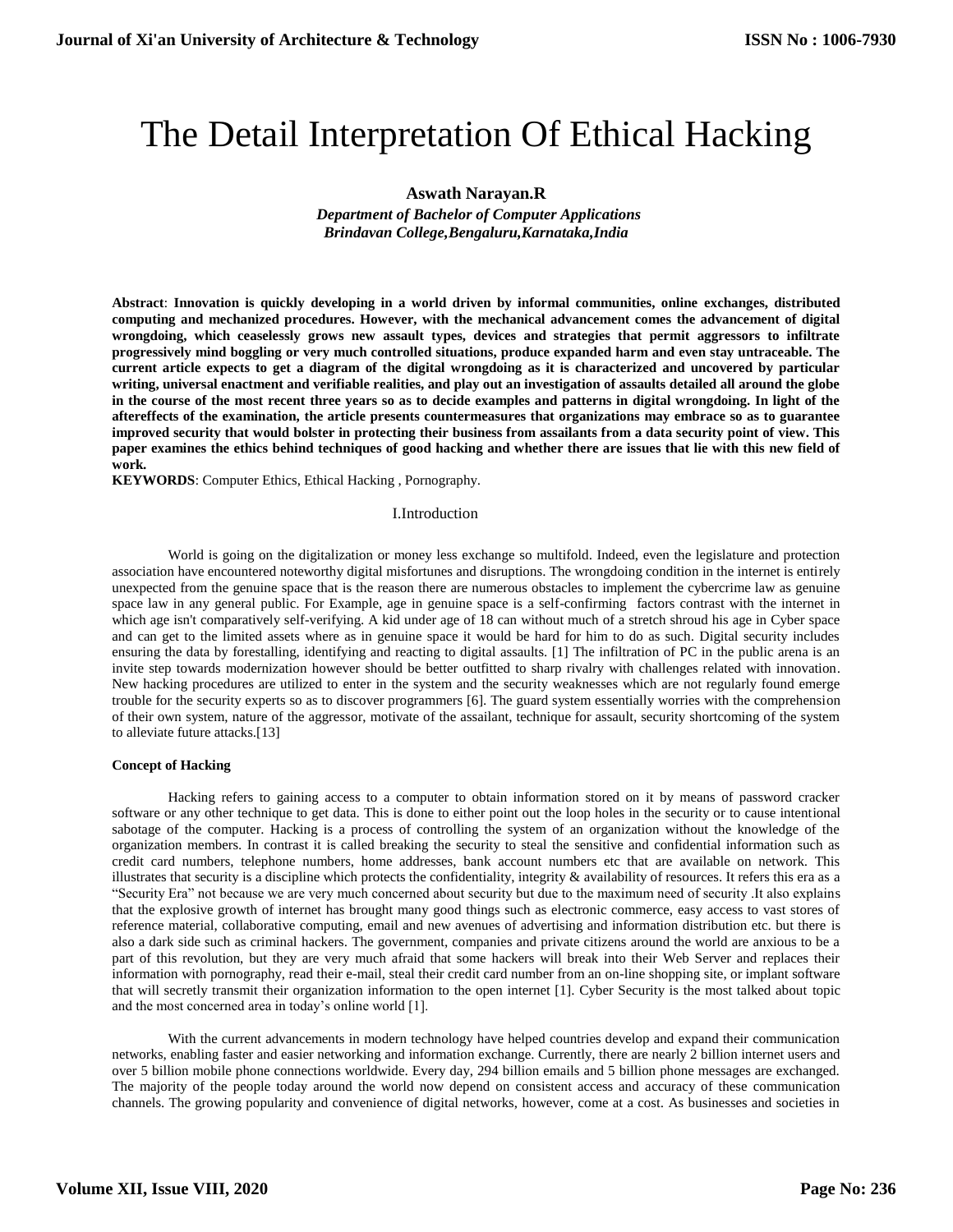# The Detail Interpretation Of Ethical Hacking

**Aswath Narayan.R**

*Department of Bachelor of Computer Applications*
*Brindavan College,Bengaluru,Karnataka,India*

**Abstract**: **Innovation is quickly developing in a world driven by informal communities, online exchanges, distributed computing and mechanized procedures. However, with the mechanical advancement comes the advancement of digital wrongdoing, which ceaselessly grows new assault types, devices and strategies that permit aggressors to infiltrate progressively mind boggling or very much controlled situations, produce expanded harm and even stay untraceable. The current article expects to get a diagram of the digital wrongdoing as it is characterized and uncovered by particular writing, universal enactment and verifiable realities, and play out an investigation of assaults detailed all around the globe in the course of the most recent three years so as to decide examples and patterns in digital wrongdoing. In light of the aftereffects of the examination, the article presents countermeasures that organizations may embrace so as to guarantee improved security that would bolster in protecting their business from assailants from a data security point of view. This paper examines the ethics behind techniques of good hacking and whether there are issues that lie with this new field of work.**

**KEYWORDS**: Computer Ethics, Ethical Hacking , Pornography.

## I.Introduction

World is going on the digitalization or money less exchange so multifold. Indeed, even the legislature and protection association have encountered noteworthy digital misfortunes and disruptions. The wrongdoing condition in the internet is entirely unexpected from the genuine space that is the reason there are numerous obstacles to implement the cybercrime law as genuine space law in any general public. For Example, age in genuine space is a self-confirming factors contrast with the internet in which age isn't comparatively self-verifying. A kid under age of 18 can without much of a stretch shroud his age in Cyber space and can get to the limited assets where as in genuine space it would be hard for him to do as such. Digital security includes ensuring the data by forestalling, identifying and reacting to digital assaults. [1] The infiltration of PC in the public arena is an invite step towards modernization however should be better outfitted to sharp rivalry with challenges related with innovation. New hacking procedures are utilized to enter in the system and the security weaknesses which are not regularly found emerge trouble for the security experts so as to discover programmers [6]. The guard system essentially worries with the comprehension of their own system, nature of the aggressor, motivate of the assailant, technique for assault, security shortcoming of the system to alleviate future attacks.[13]

### Concept of Hacking

Hacking refers to gaining access to a computer to obtain information stored on it by means of password cracker software or any other technique to get data. This is done to either point out the loop holes in the security or to cause intentional sabotage of the computer. Hacking is a process of controlling the system of an organization without the knowledge of the organization members. In contrast it is called breaking the security to steal the sensitive and confidential information such as credit card numbers, telephone numbers, home addresses, bank account numbers etc that are available on network. This illustrates that security is a discipline which protects the confidentiality, integrity & availability of resources. It refers this era as a "Security Era" not because we are very much concerned about security but due to the maximum need of security .It also explains that the explosive growth of internet has brought many good things such as electronic commerce, easy access to vast stores of reference material, collaborative computing, email and new avenues of advertising and information distribution etc. but there is also a dark side such as criminal hackers. The government, companies and private citizens around the world are anxious to be a part of this revolution, but they are very much afraid that some hackers will break into their Web Server and replaces their information with pornography, read their e-mail, steal their credit card number from an on-line shopping site, or implant software that will secretly transmit their organization information to the open internet [1]. Cyber Security is the most talked about topic and the most concerned area in today's online world [1].

With the current advancements in modern technology have helped countries develop and expand their communication networks, enabling faster and easier networking and information exchange. Currently, there are nearly 2 billion internet users and over 5 billion mobile phone connections worldwide. Every day, 294 billion emails and 5 billion phone messages are exchanged. The majority of the people today around the world now depend on consistent access and accuracy of these communication channels. The growing popularity and convenience of digital networks, however, come at a cost. As businesses and societies in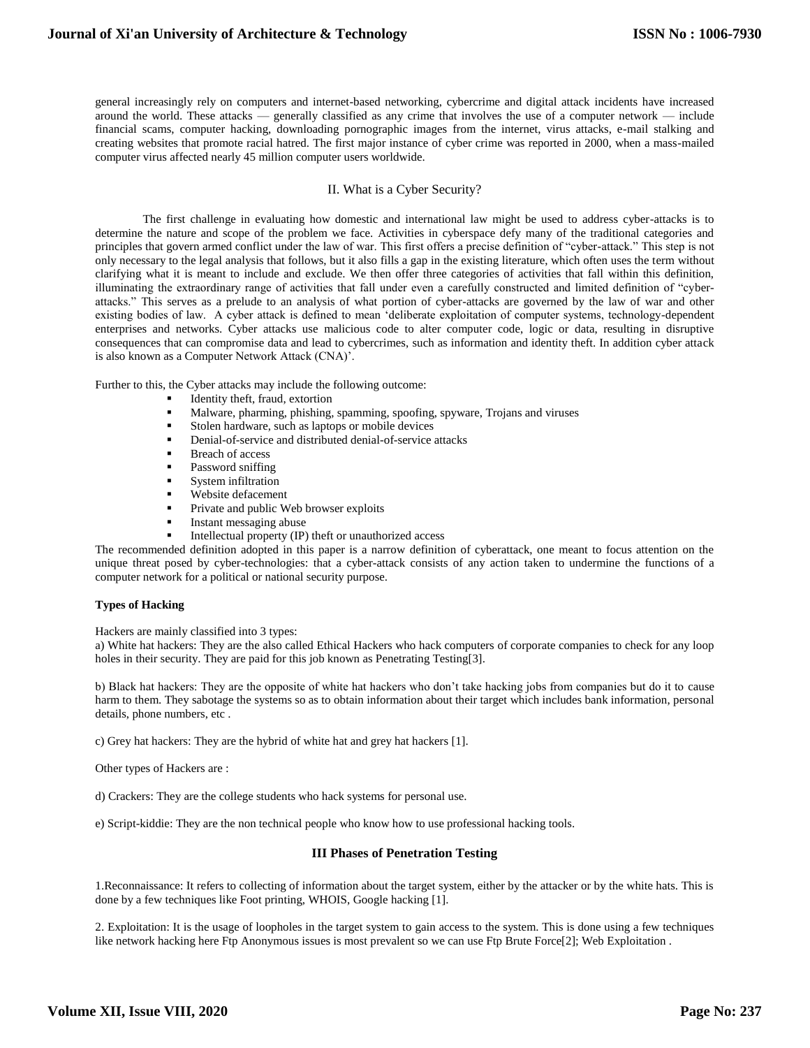general increasingly rely on computers and internet-based networking, cybercrime and digital attack incidents have increased around the world. These attacks — generally classified as any crime that involves the use of a computer network — include financial scams, computer hacking, downloading pornographic images from the internet, virus attacks, e-mail stalking and creating websites that promote racial hatred. The first major instance of cyber crime was reported in 2000, when a mass-mailed computer virus affected nearly 45 million computer users worldwide.

## II. What is a Cyber Security?

The first challenge in evaluating how domestic and international law might be used to address cyber-attacks is to determine the nature and scope of the problem we face. Activities in cyberspace defy many of the traditional categories and principles that govern armed conflict under the law of war. This first offers a precise definition of "cyber-attack." This step is not only necessary to the legal analysis that follows, but it also fills a gap in the existing literature, which often uses the term without clarifying what it is meant to include and exclude. We then offer three categories of activities that fall within this definition, illuminating the extraordinary range of activities that fall under even a carefully constructed and limited definition of "cyber-attacks." This serves as a prelude to an analysis of what portion of cyber-attacks are governed by the law of war and other existing bodies of law. A cyber attack is defined to mean 'deliberate exploitation of computer systems, technology-dependent enterprises and networks. Cyber attacks use malicious code to alter computer code, logic or data, resulting in disruptive consequences that can compromise data and lead to cybercrimes, such as information and identity theft. In addition cyber attack is also known as a Computer Network Attack (CNA)'.

Further to this, the Cyber attacks may include the following outcome:

- Identity theft, fraud, extortion
- Malware, pharming, phishing, spamming, spoofing, spyware, Trojans and viruses
- Stolen hardware, such as laptops or mobile devices
- Denial-of-service and distributed denial-of-service attacks
- Breach of access
- Password sniffing
- System infiltration
- Website defacement
- Private and public Web browser exploits
- Instant messaging abuse
- Intellectual property (IP) theft or unauthorized access

The recommended definition adopted in this paper is a narrow definition of cyberattack, one meant to focus attention on the unique threat posed by cyber-technologies: that a cyber-attack consists of any action taken to undermine the functions of a computer network for a political or national security purpose.

### Types of Hacking

Hackers are mainly classified into 3 types:

a) White hat hackers: They are the also called Ethical Hackers who hack computers of corporate companies to check for any loop holes in their security. They are paid for this job known as Penetrating Testing[3].

b) Black hat hackers: They are the opposite of white hat hackers who don't take hacking jobs from companies but do it to cause harm to them. They sabotage the systems so as to obtain information about their target which includes bank information, personal details, phone numbers, etc .

c) Grey hat hackers: They are the hybrid of white hat and grey hat hackers [1].

Other types of Hackers are :

d) Crackers: They are the college students who hack systems for personal use.

e) Script-kiddie: They are the non technical people who know how to use professional hacking tools.

## III Phases of Penetration Testing

1.Reconnaissance: It refers to collecting of information about the target system, either by the attacker or by the white hats. This is done by a few techniques like Foot printing, WHOIS, Google hacking [1].

2. Exploitation: It is the usage of loopholes in the target system to gain access to the system. This is done using a few techniques like network hacking here Ftp Anonymous issues is most prevalent so we can use Ftp Brute Force[2]; Web Exploitation .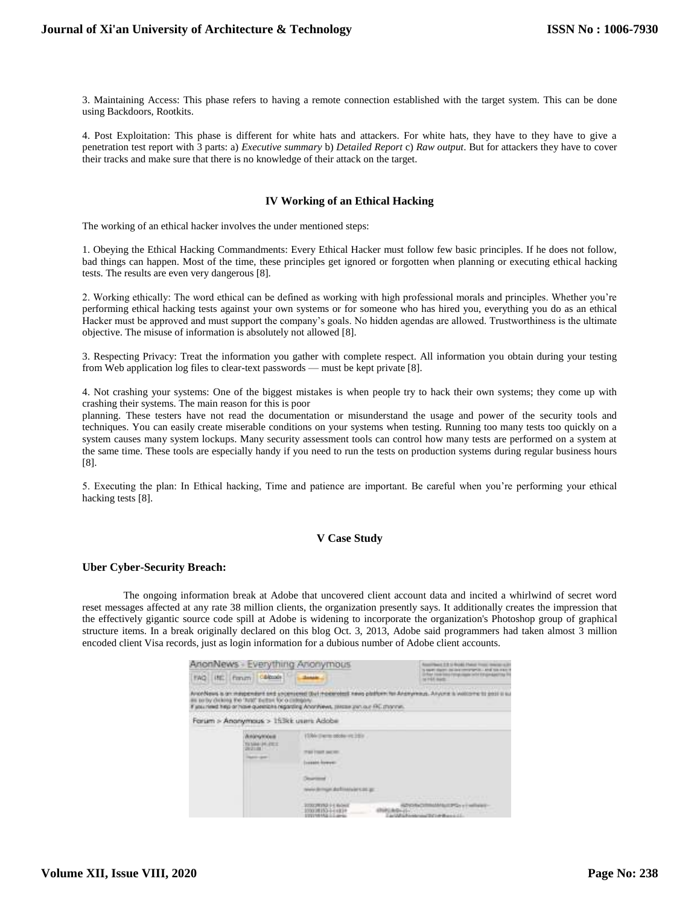3. Maintaining Access: This phase refers to having a remote connection established with the target system. This can be done using Backdoors, Rootkits.

4. Post Exploitation: This phase is different for white hats and attackers. For white hats, they have to they have to give a penetration test report with 3 parts: a) *Executive summary* b) *Detailed Report* c) *Raw output*. But for attackers they have to cover their tracks and make sure that there is no knowledge of their attack on the target.

## IV Working of an Ethical Hacking

The working of an ethical hacker involves the under mentioned steps:

1. Obeying the Ethical Hacking Commandments: Every Ethical Hacker must follow few basic principles. If he does not follow, bad things can happen. Most of the time, these principles get ignored or forgotten when planning or executing ethical hacking tests. The results are even very dangerous [8].

2. Working ethically: The word ethical can be defined as working with high professional morals and principles. Whether you're performing ethical hacking tests against your own systems or for someone who has hired you, everything you do as an ethical Hacker must be approved and must support the company's goals. No hidden agendas are allowed. Trustworthiness is the ultimate objective. The misuse of information is absolutely not allowed [8].

3. Respecting Privacy: Treat the information you gather with complete respect. All information you obtain during your testing from Web application log files to clear-text passwords — must be kept private [8].

4. Not crashing your systems: One of the biggest mistakes is when people try to hack their own systems; they come up with crashing their systems. The main reason for this is poor planning. These testers have not read the documentation or misunderstand the usage and power of the security tools and techniques. You can easily create miserable conditions on your systems when testing. Running too many tests too quickly on a system causes many system lockups. Many security assessment tools can control how many tests are performed on a system at the same time. These tools are especially handy if you need to run the tests on production systems during regular business hours [8].

5. Executing the plan: In Ethical hacking, Time and patience are important. Be careful when you're performing your ethical hacking tests [8].

## V Case Study

### Uber Cyber-Security Breach:

The ongoing information break at Adobe that uncovered client account data and incited a whirlwind of secret word reset messages affected at any rate 38 million clients, the organization presently says. It additionally creates the impression that the effectively gigantic source code spill at Adobe is widening to incorporate the organization's Photoshop group of graphical structure items. In a break originally declared on this blog Oct. 3, 2013, Adobe said programmers had taken almost 3 million encoded client Visa records, just as login information for a dubious number of Adobe client accounts.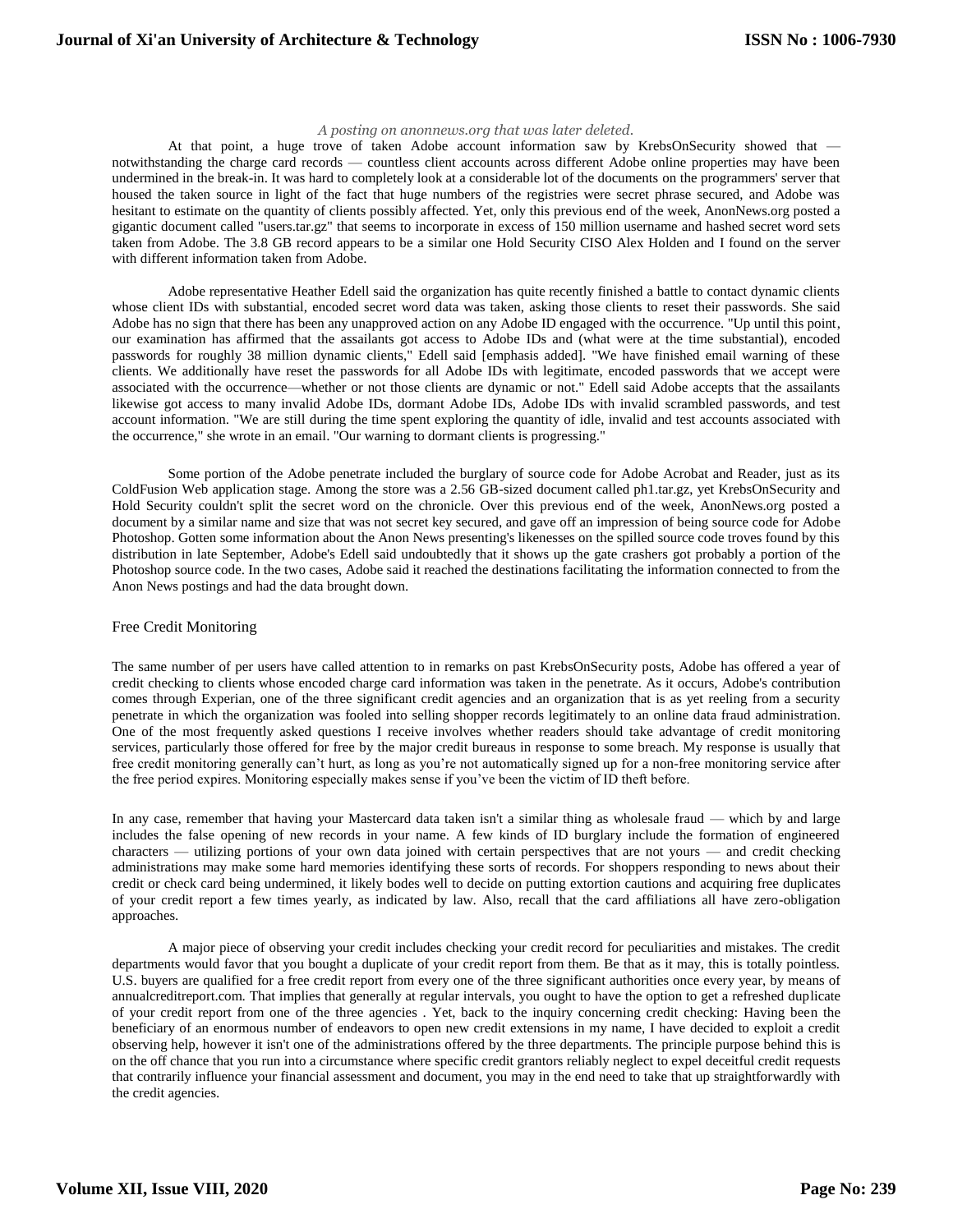*A posting on anonnews.org that was later deleted.*

At that point, a huge trove of taken Adobe account information saw by KrebsOnSecurity showed that — notwithstanding the charge card records — countless client accounts across different Adobe online properties may have been undermined in the break-in. It was hard to completely look at a considerable lot of the documents on the programmers' server that housed the taken source in light of the fact that huge numbers of the registries were secret phrase secured, and Adobe was hesitant to estimate on the quantity of clients possibly affected. Yet, only this previous end of the week, AnonNews.org posted a gigantic document called "users.tar.gz" that seems to incorporate in excess of 150 million username and hashed secret word sets taken from Adobe. The 3.8 GB record appears to be a similar one Hold Security CISO Alex Holden and I found on the server with different information taken from Adobe.

Adobe representative Heather Edell said the organization has quite recently finished a battle to contact dynamic clients whose client IDs with substantial, encoded secret word data was taken, asking those clients to reset their passwords. She said Adobe has no sign that there has been any unapproved action on any Adobe ID engaged with the occurrence. "Up until this point, our examination has affirmed that the assailants got access to Adobe IDs and (what were at the time substantial), encoded passwords for roughly 38 million dynamic clients," Edell said [emphasis added]. "We have finished email warning of these clients. We additionally have reset the passwords for all Adobe IDs with legitimate, encoded passwords that we accept were associated with the occurrence—whether or not those clients are dynamic or not." Edell said Adobe accepts that the assailants likewise got access to many invalid Adobe IDs, dormant Adobe IDs, Adobe IDs with invalid scrambled passwords, and test account information. "We are still during the time spent exploring the quantity of idle, invalid and test accounts associated with the occurrence," she wrote in an email. "Our warning to dormant clients is progressing."

Some portion of the Adobe penetrate included the burglary of source code for Adobe Acrobat and Reader, just as its ColdFusion Web application stage. Among the store was a 2.56 GB-sized document called ph1.tar.gz, yet KrebsOnSecurity and Hold Security couldn't split the secret word on the chronicle. Over this previous end of the week, AnonNews.org posted a document by a similar name and size that was not secret key secured, and gave off an impression of being source code for Adobe Photoshop. Gotten some information about the Anon News presenting's likenesses on the spilled source code troves found by this distribution in late September, Adobe's Edell said undoubtedly that it shows up the gate crashers got probably a portion of the Photoshop source code. In the two cases, Adobe said it reached the destinations facilitating the information connected to from the Anon News postings and had the data brought down.

## Free Credit Monitoring

The same number of per users have called attention to in remarks on past KrebsOnSecurity posts, Adobe has offered a year of credit checking to clients whose encoded charge card information was taken in the penetrate. As it occurs, Adobe's contribution comes through Experian, one of the three significant credit agencies and an organization that is as yet reeling from a security penetrate in which the organization was fooled into selling shopper records legitimately to an online data fraud administration. One of the most frequently asked questions I receive involves whether readers should take advantage of credit monitoring services, particularly those offered for free by the major credit bureaus in response to some breach. My response is usually that free credit monitoring generally can't hurt, as long as you're not automatically signed up for a non-free monitoring service after the free period expires. Monitoring especially makes sense if you've been the victim of ID theft before.

In any case, remember that having your Mastercard data taken isn't a similar thing as wholesale fraud — which by and large includes the false opening of new records in your name. A few kinds of ID burglary include the formation of engineered characters — utilizing portions of your own data joined with certain perspectives that are not yours — and credit checking administrations may make some hard memories identifying these sorts of records. For shoppers responding to news about their credit or check card being undermined, it likely bodes well to decide on putting extortion cautions and acquiring free duplicates of your credit report a few times yearly, as indicated by law. Also, recall that the card affiliations all have zero-obligation approaches.

A major piece of observing your credit includes checking your credit record for peculiarities and mistakes. The credit departments would favor that you bought a duplicate of your credit report from them. Be that as it may, this is totally pointless. U.S. buyers are qualified for a free credit report from every one of the three significant authorities once every year, by means of annualcreditreport.com. That implies that generally at regular intervals, you ought to have the option to get a refreshed duplicate of your credit report from one of the three agencies . Yet, back to the inquiry concerning credit checking: Having been the beneficiary of an enormous number of endeavors to open new credit extensions in my name, I have decided to exploit a credit observing help, however it isn't one of the administrations offered by the three departments. The principle purpose behind this is on the off chance that you run into a circumstance where specific credit grantors reliably neglect to expel deceitful credit requests that contrarily influence your financial assessment and document, you may in the end need to take that up straightforwardly with the credit agencies.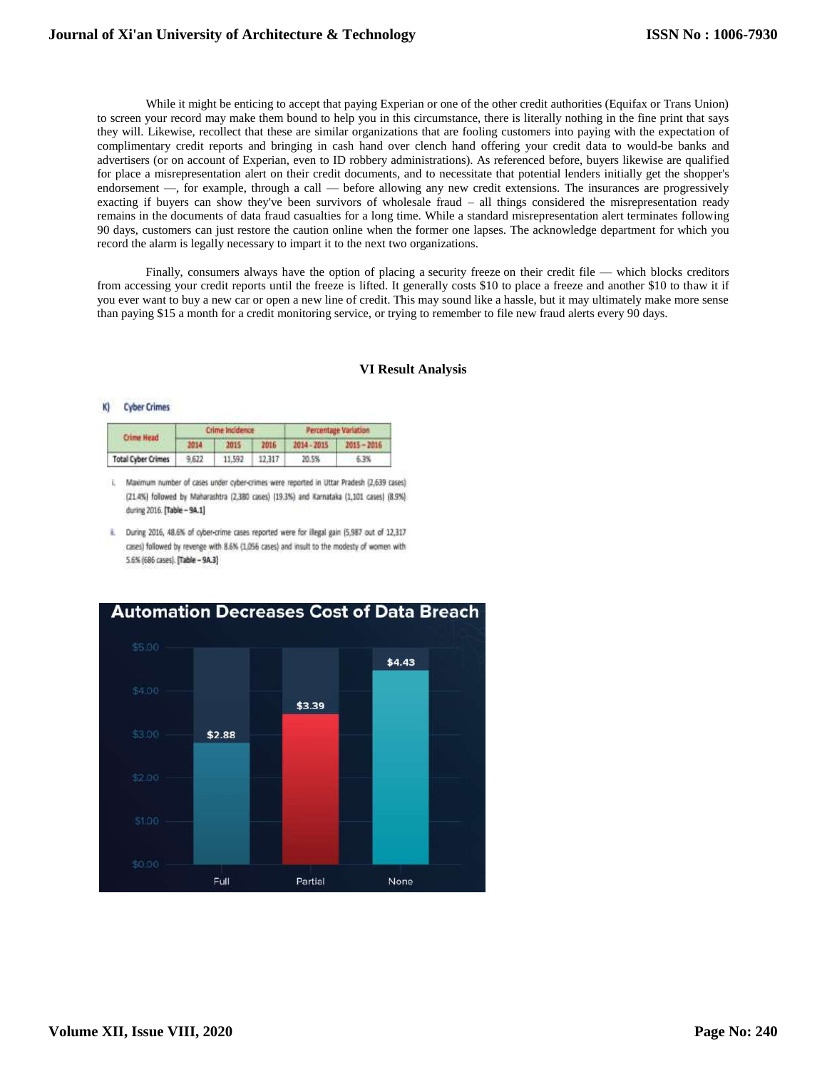While it might be enticing to accept that paying Experian or one of the other credit authorities (Equifax or Trans Union) to screen your record may make them bound to help you in this circumstance, there is literally nothing in the fine print that says they will. Likewise, recollect that these are similar organizations that are fooling customers into paying with the expectation of complimentary credit reports and bringing in cash hand over clench hand offering your credit data to would-be banks and advertisers (or on account of Experian, even to ID robbery administrations). As referenced before, buyers likewise are qualified for place a misrepresentation alert on their credit documents, and to necessitate that potential lenders initially get the shopper's endorsement —, for example, through a call — before allowing any new credit extensions. The insurances are progressively exacting if buyers can show they've been survivors of wholesale fraud – all things considered the misrepresentation ready remains in the documents of data fraud casualties for a long time. While a standard misrepresentation alert terminates following 90 days, customers can just restore the caution online when the former one lapses. The acknowledge department for which you record the alarm is legally necessary to impart it to the next two organizations.

Finally, consumers always have the option of placing a security freeze on their credit file — which blocks creditors from accessing your credit reports until the freeze is lifted. It generally costs $10 to place a freeze and another $10 to thaw it if you ever want to buy a new car or open a new line of credit. This may sound like a hassle, but it may ultimately make more sense than paying $15 a month for a credit monitoring service, or trying to remember to file new fraud alerts every 90 days.

## VI Result Analysis

K) Cyber Crimes

| Crime Head | Crime Incidence | | | Percentage Variation | |
|---|---|---|---|---|---|
| | 2014 | 2015 | 2016 | 2014 - 2015 | 2015 – 2016 |
| Total Cyber Crimes | 9,622 | 11,592 | 12,317 | 20.5% | 6.3% |

i. Maximum number of cases under cyber-crimes were reported in Uttar Pradesh (2,639 cases) (21.4%) followed by Maharashtra (2,380 cases) (19.3%) and Karnataka (1,101 cases) (8.9%) during 2016. [Table – 9A.1]

ii. During 2016, 48.6% of cyber-crime cases reported were for illegal gain (5,987 out of 12,317 cases) followed by revenge with 8.6% (1,056 cases) and insult to the modesty of women with 5.6% (686 cases). [Table – 9A.3]

**Automation Decreases Cost of Data Breach**

| | Full | Partial | None |
|---|---|---|---|
| Cost | $2.88 | $3.39 | $4.43 |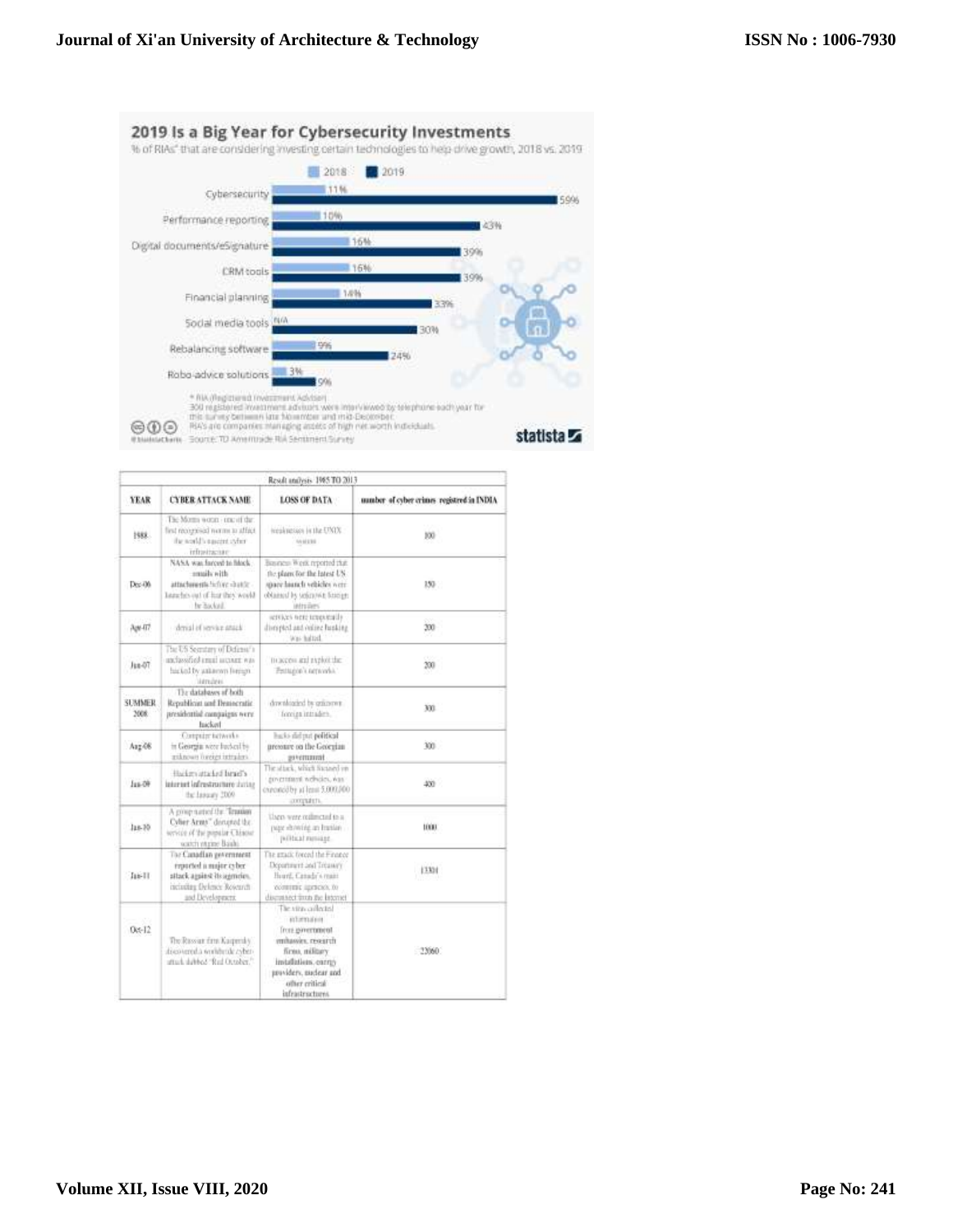## 2019 Is a Big Year for Cybersecurity Investments

% of RIAs* that are considering investing certain technologies to help drive growth, 2018 vs. 2019

| | 2018 | 2019 |
|---|---|---|
| Cybersecurity | 11% | 59% |
| Performance reporting | 10% | 43% |
| Digital documents/eSignature | 16% | 39% |
| CRM tools | 16% | 39% |
| Financial planning | 14% | 33% |
| Social media tools | N/A | 30% |
| Rebalancing software | 9% | 24% |
| Robo-advice solutions | 3% | 9% |

\* RIA (Registered Investment Adviser)
300 registered investment advisors were interviewed by telephone each year for this survey between late November and mid-December.
RIA's are companies managing assets of high net worth individuals.
Source: TD Ameritrade RIA Sentiment Survey

statista

| Result analysis 1985 TO 2013 | | | |
|---|---|---|---|
| **YEAR** | **CYBER ATTACK NAME** | **LOSS OF DATA** | **number of cyber crimes registered in INDIA** |
| 1988 | The Morris worm - one of the first recognised worms to affect the world's nascent cyber infrastructure | weaknesses in the UNIX system | 100 |
| Dec-06 | NASA was forced to block emails with attachments before shuttle launches out of fear they would be hacked | Business Week reported that the plans for the latest US space launch vehicles were obtained by unknown foreign intruders | 150 |
| Apr-07 | denial of service attack | services were temporarily disrupted and online banking was halted | 200 |
| Jun-07 | The US Secretary of Defense's unclassified email account was hacked by unknown foreign intruders | to access and exploit the Pentagon's networks | 200 |
| SUMMER 2008 | The databases of both Republican and Democratic presidential campaigns were hacked | downloaded by unknown foreign intruders | 300 |
| Aug-08 | Computer networks in Georgia were hacked by unknown foreign intruders | hacks did put political pressure on the Georgian government | 300 |
| Jan-09 | Hackers attacked Israel's internet infrastructure during the January 2009 | The attack, which focused on government websites, was executed by at least 5,000,000 computers. | 400 |
| Jan-10 | A group named the "Iranian Cyber Army" disrupted the service of the popular Chinese search engine Baidu | Users were redirected to a page showing an Iranian political message. | 1000 |
| Jan-11 | The Canadian government reported a major cyber attack against its agencies, including Defence Research and Development | The attack forced the Finance Department and Treasury Board, Canada's main economic agencies, to disconnect from the Internet | 13301 |
| Oct-12 | The Russian firm Kaspersky discovered a worldwide cyber-attack dubbed "Red October." | The virus collected information from government embassies, research firms, military installations, energy providers, nuclear and other critical infrastructures | 22060 |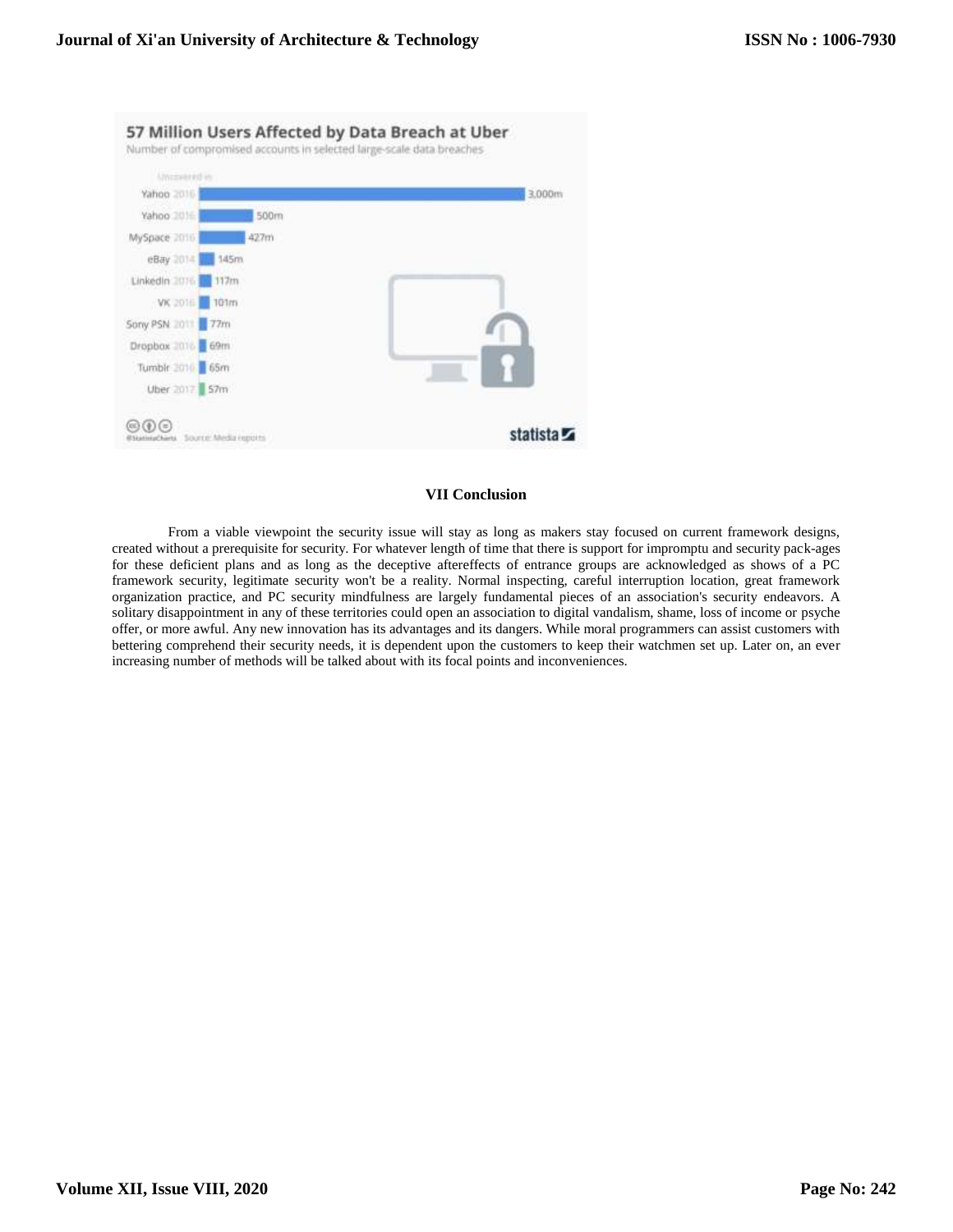## VII Conclusion

From a viable viewpoint the security issue will stay as long as makers stay focused on current framework designs, created without a prerequisite for security. For whatever length of time that there is support for impromptu and security pack-ages for these deficient plans and as long as the deceptive aftereffects of entrance groups are acknowledged as shows of a PC framework security, legitimate security won't be a reality. Normal inspecting, careful interruption location, great framework organization practice, and PC security mindfulness are largely fundamental pieces of an association's security endeavors. A solitary disappointment in any of these territories could open an association to digital vandalism, shame, loss of income or psyche offer, or more awful. Any new innovation has its advantages and its dangers. While moral programmers can assist customers with bettering comprehend their security needs, it is dependent upon the customers to keep their watchmen set up. Later on, an ever increasing number of methods will be talked about with its focal points and inconveniences.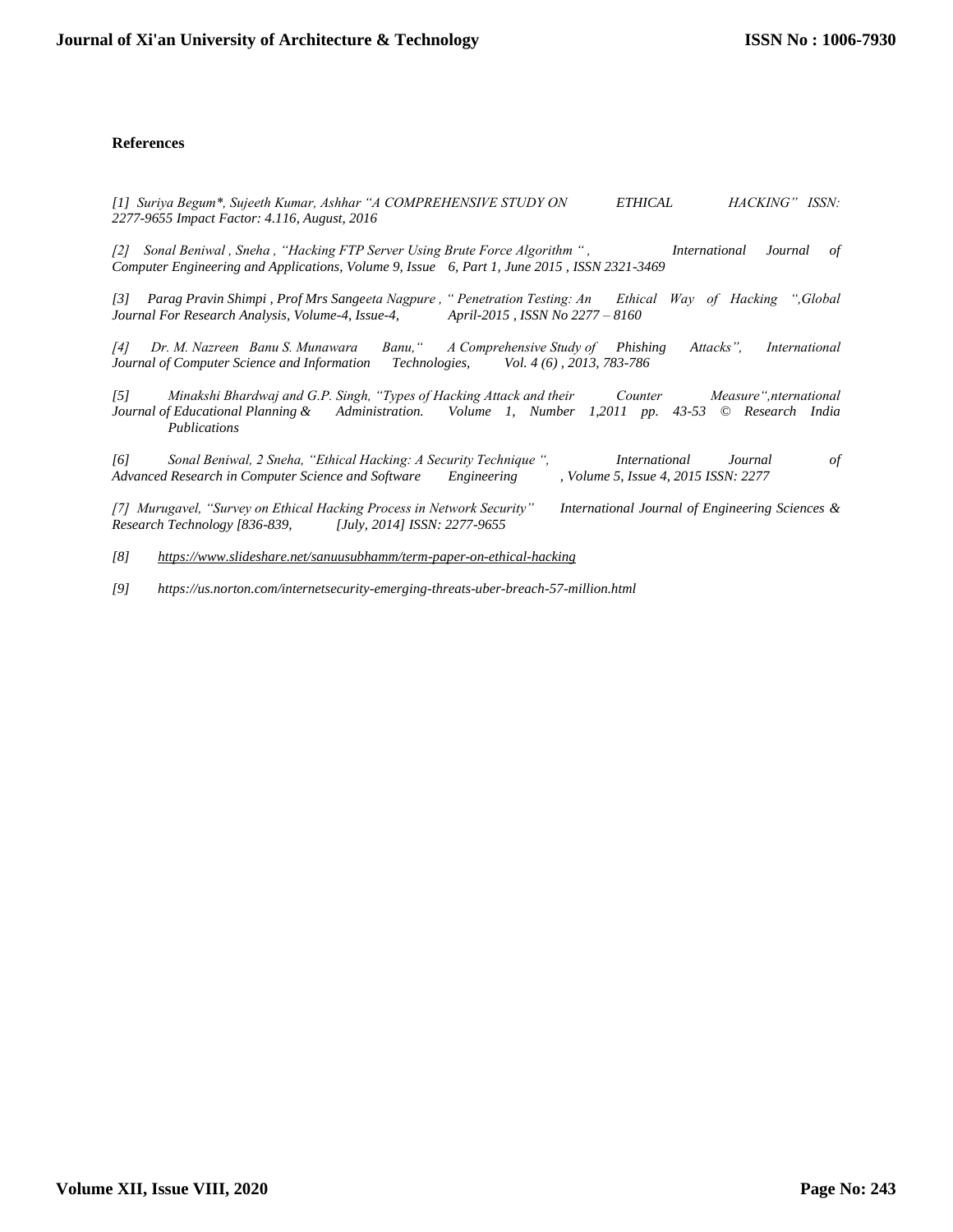**References**

*[1] Suriya Begum*, Sujeeth Kumar, Ashhar "A COMPREHENSIVE STUDY ON ETHICAL HACKING" ISSN: 2277-9655 Impact Factor: 4.116, August, 2016*

*[2] Sonal Beniwal , Sneha , "Hacking FTP Server Using Brute Force Algorithm " , International Journal of Computer Engineering and Applications, Volume 9, Issue 6, Part 1, June 2015 , ISSN 2321-3469*

*[3] Parag Pravin Shimpi , Prof Mrs Sangeeta Nagpure , " Penetration Testing: An Ethical Way of Hacking ",Global Journal For Research Analysis, Volume-4, Issue-4, April-2015 , ISSN No 2277 – 8160*

*[4] Dr. M. Nazreen Banu S. Munawara Banu," A Comprehensive Study of Phishing Attacks", International Journal of Computer Science and Information Technologies, Vol. 4 (6) , 2013, 783-786*

*[5] Minakshi Bhardwaj and G.P. Singh, "Types of Hacking Attack and their Counter Measure",nternational Journal of Educational Planning & Administration. Volume 1, Number 1,2011 pp. 43-53 © Research India Publications*

*[6] Sonal Beniwal, 2 Sneha, "Ethical Hacking: A Security Technique ", International Journal of Advanced Research in Computer Science and Software Engineering , Volume 5, Issue 4, 2015 ISSN: 2277*

*[7] Murugavel, "Survey on Ethical Hacking Process in Network Security" International Journal of Engineering Sciences & Research Technology [836-839, [July, 2014] ISSN: 2277-9655*

*[8] https://www.slideshare.net/sanuusubhamm/term-paper-on-ethical-hacking*

*[9] https://us.norton.com/internetsecurity-emerging-threats-uber-breach-57-million.html*